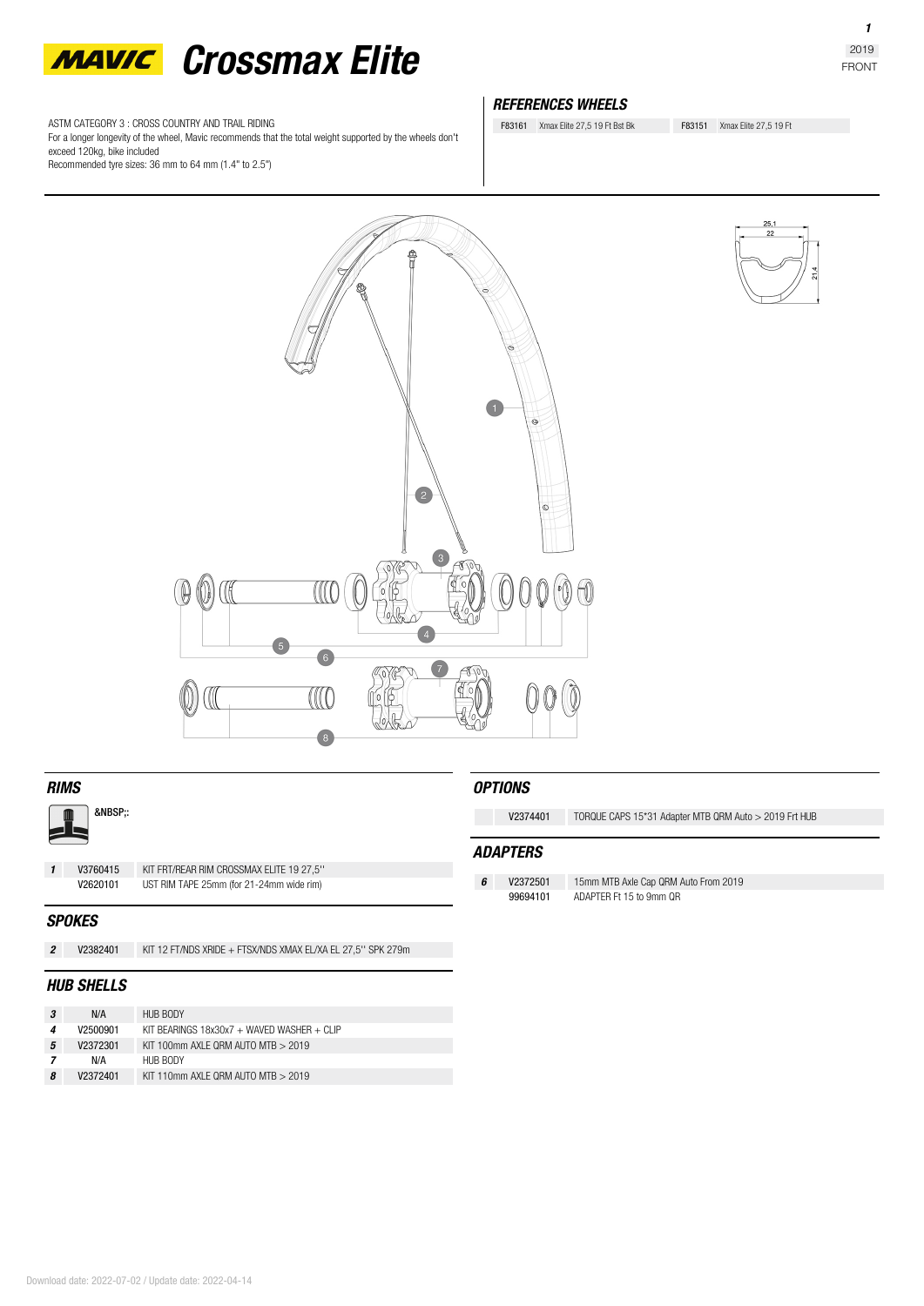# MAVIC Crossmax Elite

2019
FRONT

ASTM CATEGORY 3 : CROSS COUNTRY AND TRAIL RIDING
For a longer longevity of the wheel, Mavic recommends that the total weight supported by the wheels don't exceed 120kg, bike included
Recommended tyre sizes: 36 mm to 64 mm (1.4" to 2.5")

## REFERENCES WHEELS

| | | | |
|---|---|---|---|
| F83161 | Xmax Elite 27,5 19 Ft Bst Bk | F83151 | Xmax Elite 27,5 19 Ft |

25,1
22
21,4

## RIMS

&NBSP;:

| | | |
|---|---|---|
| 1 | V3760415 | KIT FRT/REAR RIM CROSSMAX ELITE 19 27,5'' |
| | V2620101 | UST RIM TAPE 25mm (for 21-24mm wide rim) |

## SPOKES

| | | |
|---|---|---|
| 2 | V2382401 | KIT 12 FT/NDS XRIDE + FTSX/NDS XMAX EL/XA EL 27,5'' SPK 279m |

## HUB SHELLS

| | | |
|---|---|---|
| 3 | N/A | HUB BODY |
| 4 | V2500901 | KIT BEARINGS 18x30x7 + WAVED WASHER + CLIP |
| 5 | V2372301 | KIT 100mm AXLE QRM AUTO MTB > 2019 |
| 7 | N/A | HUB BODY |
| 8 | V2372401 | KIT 110mm AXLE QRM AUTO MTB > 2019 |

## OPTIONS

| | | |
|---|---|---|
| | V2374401 | TORQUE CAPS 15*31 Adapter MTB QRM Auto > 2019 Frt HUB |

## ADAPTERS

| | | |
|---|---|---|
| 6 | V2372501 | 15mm MTB Axle Cap QRM Auto From 2019 |
| | 99694101 | ADAPTER Ft 15 to 9mm QR |

Download date: 2022-07-02 / Update date: 2022-04-14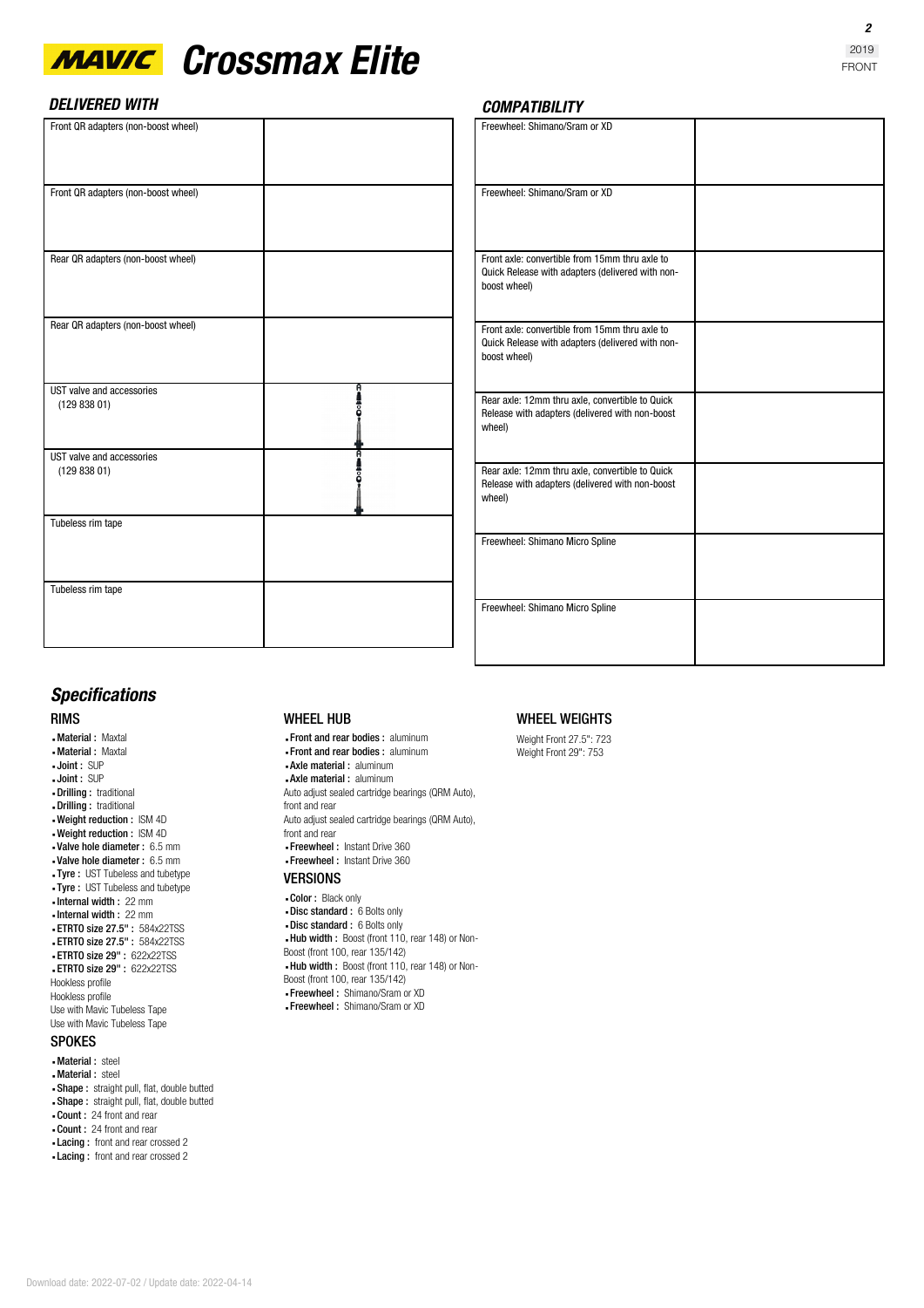# MAVIC Crossmax Elite

2019
FRONT

## DELIVERED WITH

| | |
|---|---|
| Front QR adapters (non-boost wheel) | |
| Front QR adapters (non-boost wheel) | |
| Rear QR adapters (non-boost wheel) | |
| Rear QR adapters (non-boost wheel) | |
| UST valve and accessories (129 838 01) | |
| UST valve and accessories (129 838 01) | |
| Tubeless rim tape | |
| Tubeless rim tape | |

## COMPATIBILITY

| | |
|---|---|
| Freewheel: Shimano/Sram or XD | |
| Freewheel: Shimano/Sram or XD | |
| Front axle: convertible from 15mm thru axle to Quick Release with adapters (delivered with non-boost wheel) | |
| Front axle: convertible from 15mm thru axle to Quick Release with adapters (delivered with non-boost wheel) | |
| Rear axle: 12mm thru axle, convertible to Quick Release with adapters (delivered with non-boost wheel) | |
| Rear axle: 12mm thru axle, convertible to Quick Release with adapters (delivered with non-boost wheel) | |
| Freewheel: Shimano Micro Spline | |
| Freewheel: Shimano Micro Spline | |

## Specifications

### RIMS

- **Material :** Maxtal
- **Material :** Maxtal
- **Joint :** SUP
- **Joint :** SUP
- **Drilling :** traditional
- **Drilling :** traditional
- **Weight reduction :** ISM 4D
- **Weight reduction :** ISM 4D
- **Valve hole diameter :** 6.5 mm
- **Valve hole diameter :** 6.5 mm
- **Tyre :** UST Tubeless and tubetype
- **Tyre :** UST Tubeless and tubetype
- **Internal width :** 22 mm
- **Internal width :** 22 mm
- **ETRTO size 27.5" :** 584x22TSS
- **ETRTO size 27.5" :** 584x22TSS
- **ETRTO size 29" :** 622x22TSS
- **ETRTO size 29" :** 622x22TSS

Hookless profile
Hookless profile
Use with Mavic Tubeless Tape
Use with Mavic Tubeless Tape

### SPOKES

- **Material :** steel
- **Material :** steel
- **Shape :** straight pull, flat, double butted
- **Shape :** straight pull, flat, double butted
- **Count :** 24 front and rear
- **Count :** 24 front and rear
- **Lacing :** front and rear crossed 2
- **Lacing :** front and rear crossed 2

### WHEEL HUB

- **Front and rear bodies :** aluminum
- **Front and rear bodies :** aluminum
- **Axle material :** aluminum
- **Axle material :** aluminum

Auto adjust sealed cartridge bearings (QRM Auto), front and rear
Auto adjust sealed cartridge bearings (QRM Auto), front and rear

- **Freewheel :** Instant Drive 360
- **Freewheel :** Instant Drive 360

### VERSIONS

- **Color :** Black only
- **Disc standard :** 6 Bolts only
- **Disc standard :** 6 Bolts only
- **Hub width :** Boost (front 110, rear 148) or Non-Boost (front 100, rear 135/142)
- **Hub width :** Boost (front 110, rear 148) or Non-Boost (front 100, rear 135/142)
- **Freewheel :** Shimano/Sram or XD
- **Freewheel :** Shimano/Sram or XD

### WHEEL WEIGHTS

Weight Front 27.5": 723
Weight Front 29": 753

Download date: 2022-07-02 / Update date: 2022-04-14